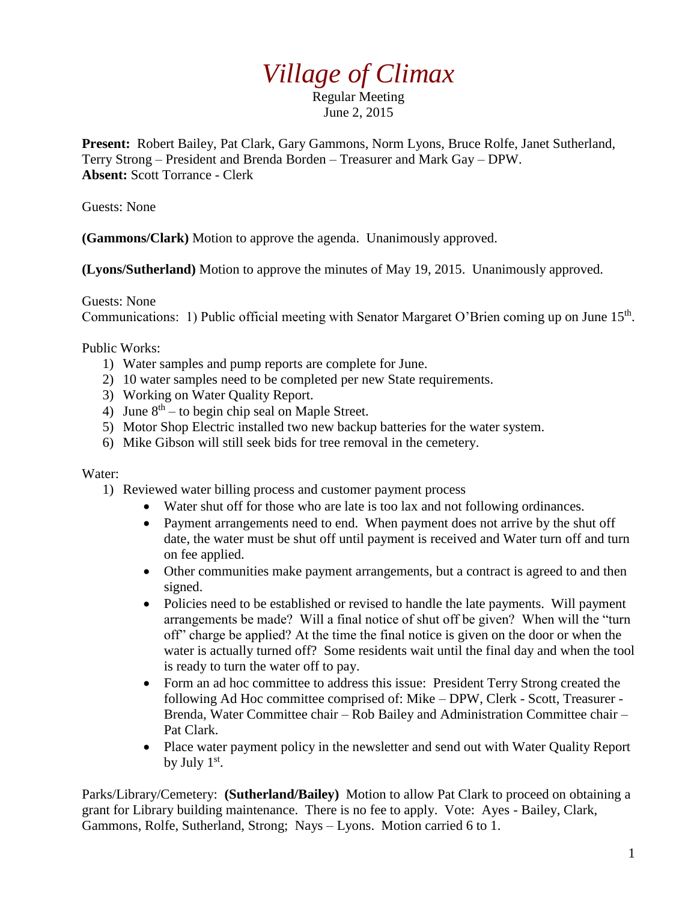# *Village of Climax*

Regular Meeting
June 2, 2015

**Present:** Robert Bailey, Pat Clark, Gary Gammons, Norm Lyons, Bruce Rolfe, Janet Sutherland, Terry Strong – President and Brenda Borden – Treasurer and Mark Gay – DPW.
**Absent:** Scott Torrance - Clerk

Guests: None

**(Gammons/Clark)** Motion to approve the agenda. Unanimously approved.

**(Lyons/Sutherland)** Motion to approve the minutes of May 19, 2015. Unanimously approved.

Guests: None
Communications: 1) Public official meeting with Senator Margaret O'Brien coming up on June 15th.

Public Works:

1) Water samples and pump reports are complete for June.
2) 10 water samples need to be completed per new State requirements.
3) Working on Water Quality Report.
4) June 8th – to begin chip seal on Maple Street.
5) Motor Shop Electric installed two new backup batteries for the water system.
6) Mike Gibson will still seek bids for tree removal in the cemetery.

Water:

1) Reviewed water billing process and customer payment process
   - Water shut off for those who are late is too lax and not following ordinances.
   - Payment arrangements need to end. When payment does not arrive by the shut off date, the water must be shut off until payment is received and Water turn off and turn on fee applied.
   - Other communities make payment arrangements, but a contract is agreed to and then signed.
   - Policies need to be established or revised to handle the late payments. Will payment arrangements be made? Will a final notice of shut off be given? When will the "turn off" charge be applied? At the time the final notice is given on the door or when the water is actually turned off? Some residents wait until the final day and when the tool is ready to turn the water off to pay.
   - Form an ad hoc committee to address this issue: President Terry Strong created the following Ad Hoc committee comprised of: Mike – DPW, Clerk - Scott, Treasurer - Brenda, Water Committee chair – Rob Bailey and Administration Committee chair – Pat Clark.
   - Place water payment policy in the newsletter and send out with Water Quality Report by July 1st.

Parks/Library/Cemetery: **(Sutherland/Bailey)** Motion to allow Pat Clark to proceed on obtaining a grant for Library building maintenance. There is no fee to apply. Vote: Ayes - Bailey, Clark, Gammons, Rolfe, Sutherland, Strong; Nays – Lyons. Motion carried 6 to 1.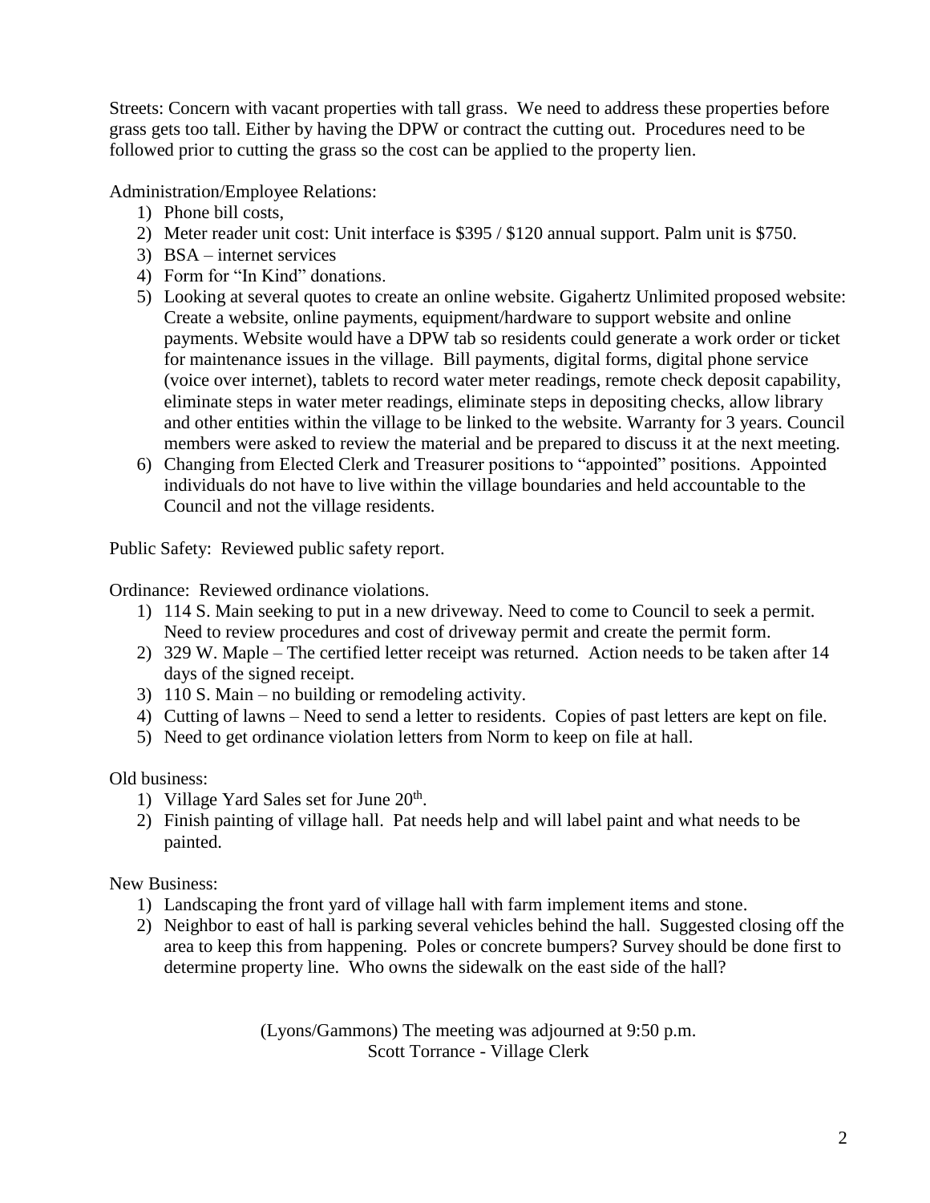Streets: Concern with vacant properties with tall grass. We need to address these properties before grass gets too tall. Either by having the DPW or contract the cutting out. Procedures need to be followed prior to cutting the grass so the cost can be applied to the property lien.

Administration/Employee Relations:

1) Phone bill costs,
2) Meter reader unit cost: Unit interface is $395 / $120 annual support. Palm unit is $750.
3) BSA – internet services
4) Form for "In Kind" donations.
5) Looking at several quotes to create an online website. Gigahertz Unlimited proposed website: Create a website, online payments, equipment/hardware to support website and online payments. Website would have a DPW tab so residents could generate a work order or ticket for maintenance issues in the village. Bill payments, digital forms, digital phone service (voice over internet), tablets to record water meter readings, remote check deposit capability, eliminate steps in water meter readings, eliminate steps in depositing checks, allow library and other entities within the village to be linked to the website. Warranty for 3 years. Council members were asked to review the material and be prepared to discuss it at the next meeting.
6) Changing from Elected Clerk and Treasurer positions to "appointed" positions. Appointed individuals do not have to live within the village boundaries and held accountable to the Council and not the village residents.

Public Safety: Reviewed public safety report.

Ordinance: Reviewed ordinance violations.

1) 114 S. Main seeking to put in a new driveway. Need to come to Council to seek a permit. Need to review procedures and cost of driveway permit and create the permit form.
2) 329 W. Maple – The certified letter receipt was returned. Action needs to be taken after 14 days of the signed receipt.
3) 110 S. Main – no building or remodeling activity.
4) Cutting of lawns – Need to send a letter to residents. Copies of past letters are kept on file.
5) Need to get ordinance violation letters from Norm to keep on file at hall.

Old business:

1) Village Yard Sales set for June 20th.
2) Finish painting of village hall. Pat needs help and will label paint and what needs to be painted.

New Business:

1) Landscaping the front yard of village hall with farm implement items and stone.
2) Neighbor to east of hall is parking several vehicles behind the hall. Suggested closing off the area to keep this from happening. Poles or concrete bumpers? Survey should be done first to determine property line. Who owns the sidewalk on the east side of the hall?

(Lyons/Gammons) The meeting was adjourned at 9:50 p.m.
Scott Torrance - Village Clerk